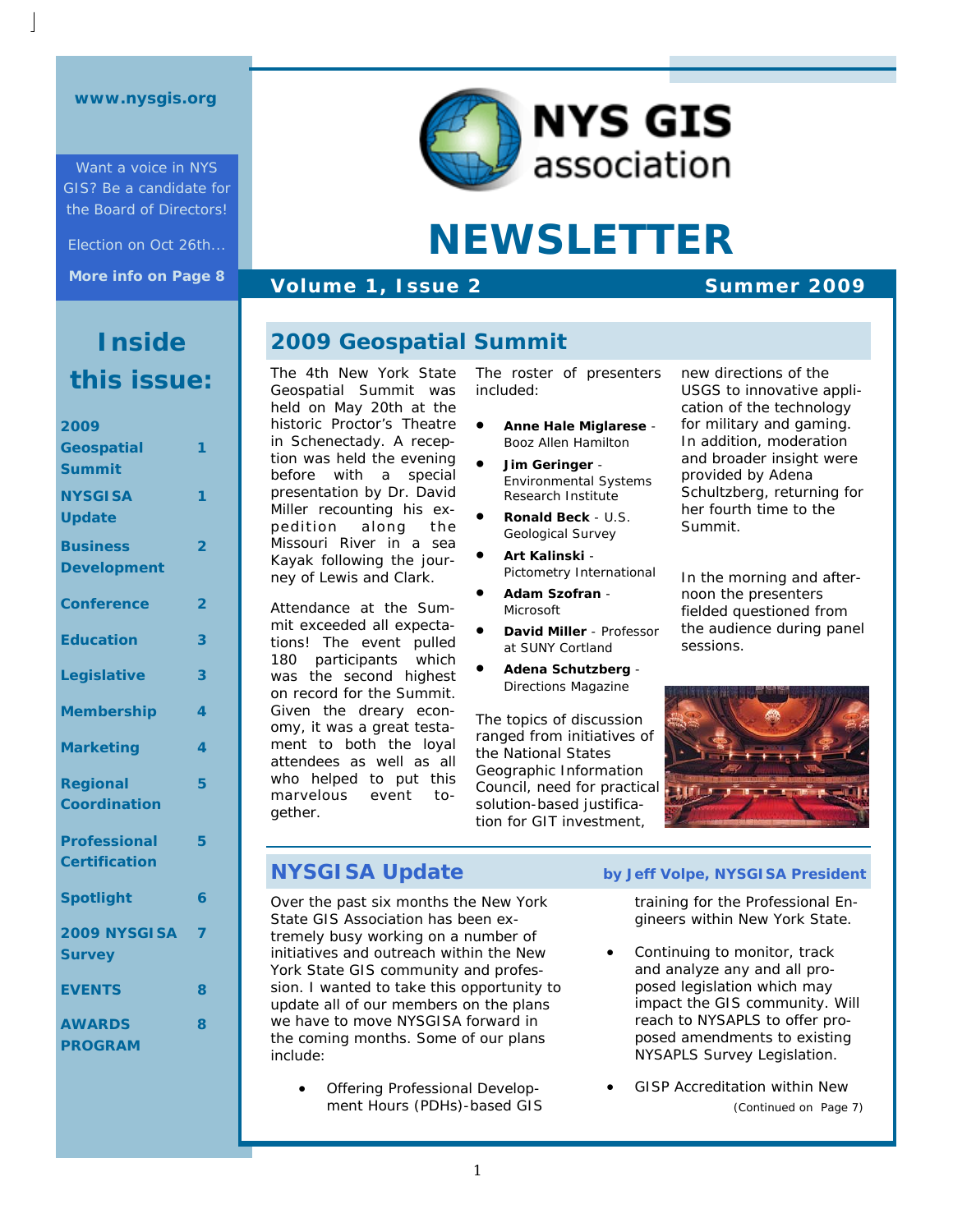www.nysgis.org

Want a voice in NYS GIS? Be a candidate for the Board of Directors!

Election on Oct 26th…

**More info on Page 8**

## Inside this issue:

| | |
|---|---|
| 2009 Geospatial Summit | 1 |
| NYSGISA Update | 1 |
| Business Development | 2 |
| Conference | 2 |
| Education | 3 |
| Legislative | 3 |
| Membership | 4 |
| Marketing | 4 |
| Regional Coordination | 5 |
| Professional Certification | 5 |
| Spotlight | 6 |
| 2009 NYSGISA Survey | 7 |
| EVENTS | 8 |
| AWARDS PROGRAM | 8 |

# NYS GIS association

# NEWSLETTER

**Volume 1, Issue 2** — **Summer 2009**

## 2009 Geospatial Summit

The 4th New York State Geospatial Summit was held on May 20th at the historic Proctor's Theatre in Schenectady. A reception was held the evening before with a special presentation by Dr. David Miller recounting his expedition along the Missouri River in a sea Kayak following the journey of Lewis and Clark.

Attendance at the Summit exceeded all expectations! The event pulled 180 participants which was the second highest on record for the Summit. Given the dreary economy, it was a great testament to both the loyal attendees as well as all who helped to put this marvelous event together.

The roster of presenters included:

- **Anne Hale Miglarese** - Booz Allen Hamilton
- **Jim Geringer** - Environmental Systems Research Institute
- **Ronald Beck** - U.S. Geological Survey
- **Art Kalinski** - Pictometry International
- **Adam Szofran** - Microsoft
- **David Miller** - Professor at SUNY Cortland
- **Adena Schutzberg** - Directions Magazine

The topics of discussion ranged from initiatives of the National States Geographic Information Council, need for practical solution-based justification for GIT investment, new directions of the USGS to innovative application of the technology for military and gaming. In addition, moderation and broader insight were provided by Adena Schultzberg, returning for her fourth time to the Summit.

In the morning and afternoon the presenters fielded questioned from the audience during panel sessions.

## NYSGISA Update

**by Jeff Volpe, NYSGISA President**

Over the past six months the New York State GIS Association has been extremely busy working on a number of initiatives and outreach within the New York State GIS community and profession. I wanted to take this opportunity to update all of our members on the plans we have to move NYSGISA forward in the coming months. Some of our plans include:

- Offering Professional Development Hours (PDHs)-based GIS training for the Professional Engineers within New York State.
- Continuing to monitor, track and analyze any and all proposed legislation which may impact the GIS community. Will reach to NYSAPLS to offer proposed amendments to existing NYSAPLS Survey Legislation.
- GISP Accreditation within New

(Continued on Page 7)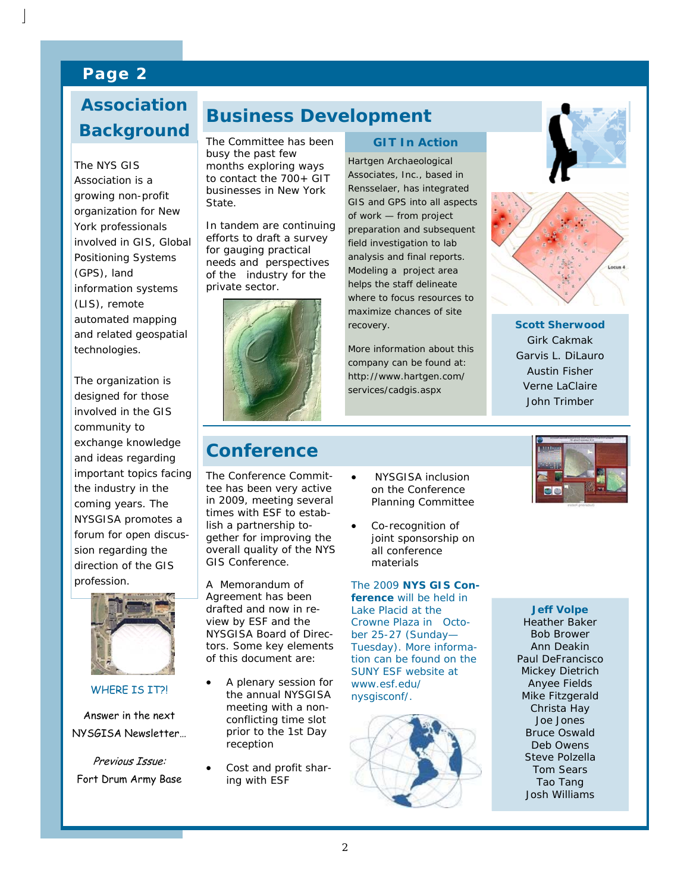## Association Background

The NYS GIS Association is a growing non-profit organization for New York professionals involved in GIS, Global Positioning Systems (GPS), land information systems (LIS), remote automated mapping and related geospatial technologies.

The organization is designed for those involved in the GIS community to exchange knowledge and ideas regarding important topics facing the industry in the coming years. The NYSGISA promotes a forum for open discussion regarding the direction of the GIS profession.

WHERE IS IT?!

Answer in the next NYSGISA Newsletter…

*Previous Issue:*

Fort Drum Army Base

## Business Development

The Committee has been busy the past few months exploring ways to contact the 700+ GIT businesses in New York State.

In tandem are continuing efforts to draft a survey for gauging practical needs and perspectives of the industry for the private sector.

### GIT In Action

Hartgen Archaeological Associates, Inc., based in Rensselaer, has integrated GIS and GPS into all aspects of work — from project preparation and subsequent field investigation to lab analysis and final reports. Modeling a project area helps the staff delineate where to focus resources to maximize chances of site recovery.

More information about this company can be found at: http://www.hartgen.com/services/cadgis.aspx

**Scott Sherwood**
Girk Cakmak
Garvis L. DiLauro
Austin Fisher
Verne LaClaire
John Trimber

## Conference

The Conference Committee has been very active in 2009, meeting several times with ESF to establish a partnership together for improving the overall quality of the NYS GIS Conference.

A Memorandum of Agreement has been drafted and now in review by ESF and the NYSGISA Board of Directors. Some key elements of this document are:

- A plenary session for the annual NYSGISA meeting with a non-conflicting time slot prior to the 1st Day reception
- Cost and profit sharing with ESF
- NYSGISA inclusion on the Conference Planning Committee
- Co-recognition of joint sponsorship on all conference materials

The 2009 **NYS GIS Conference** will be held in Lake Placid at the Crowne Plaza in October 25-27 (Sunday—Tuesday). More information can be found on the SUNY ESF website at www.esf.edu/nysgisconf/.

**Jeff Volpe**
Heather Baker
Bob Brower
Ann Deakin
Paul DeFrancisco
Mickey Dietrich
Anyee Fields
Mike Fitzgerald
Christa Hay
Joe Jones
Bruce Oswald
Deb Owens
Steve Polzella
Tom Sears
Tao Tang
Josh Williams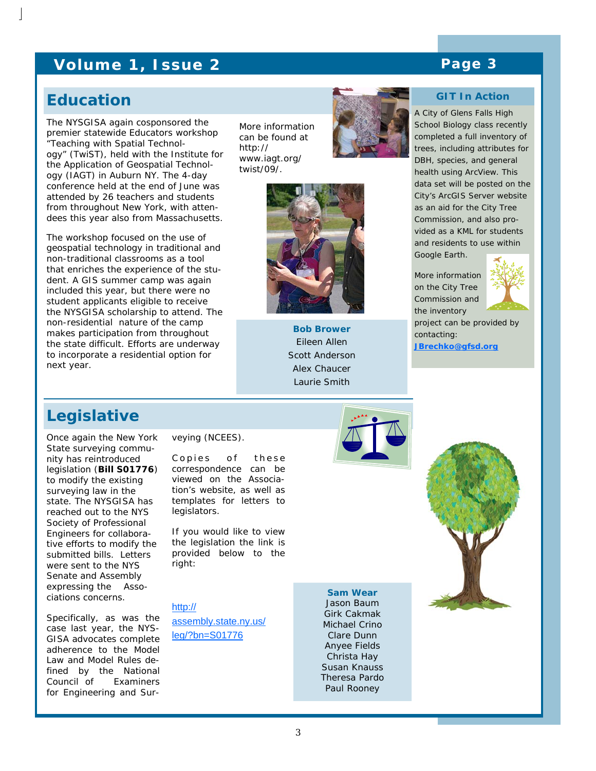## Education

The NYSGISA again cosponsored the premier statewide Educators workshop "Teaching with Spatial Technology" (TwiST), held with the Institute for the Application of Geospatial Technology (IAGT) in Auburn NY. The 4-day conference held at the end of June was attended by 26 teachers and students from throughout New York, with attendees this year also from Massachusetts.

The workshop focused on the use of geospatial technology in traditional and non-traditional classrooms as a tool that enriches the experience of the student. A GIS summer camp was again included this year, but there were no student applicants eligible to receive the NYSGISA scholarship to attend. The non-residential nature of the camp makes participation from throughout the state difficult. Efforts are underway to incorporate a residential option for next year.

More information can be found at http://www.iagt.org/twist/09/.

**Bob Brower**
Eileen Allen
Scott Anderson
Alex Chaucer
Laurie Smith

### GIT In Action

A City of Glens Falls High School Biology class recently completed a full inventory of trees, including attributes for DBH, species, and general health using ArcView. This data set will be posted on the City's ArcGIS Server website as an aid for the City Tree Commission, and also provided as a KML for students and residents to use within Google Earth.

More information on the City Tree Commission and the inventory project can be provided by contacting: **JBrechko@gfsd.org**

## Legislative

Once again the New York State surveying community has reintroduced legislation (**Bill S01776**) to modify the existing surveying law in the state. The NYSGISA has reached out to the NYS Society of Professional Engineers for collaborative efforts to modify the submitted bills. Letters were sent to the NYS Senate and Assembly expressing the Associations concerns.

Specifically, as was the case last year, the NYSGISA advocates complete adherence to the Model Law and Model Rules defined by the National Council of Examiners for Engineering and Surveying (NCEES).

Copies of these correspondence can be viewed on the Association's website, as well as templates for letters to legislators.

If you would like to view the legislation the link is provided below to the right:

http://assembly.state.ny.us/leg/?bn=S01776

**Sam Wear**
Jason Baum
Girk Cakmak
Michael Crino
Clare Dunn
Anyee Fields
Christa Hay
Susan Knauss
Theresa Pardo
Paul Rooney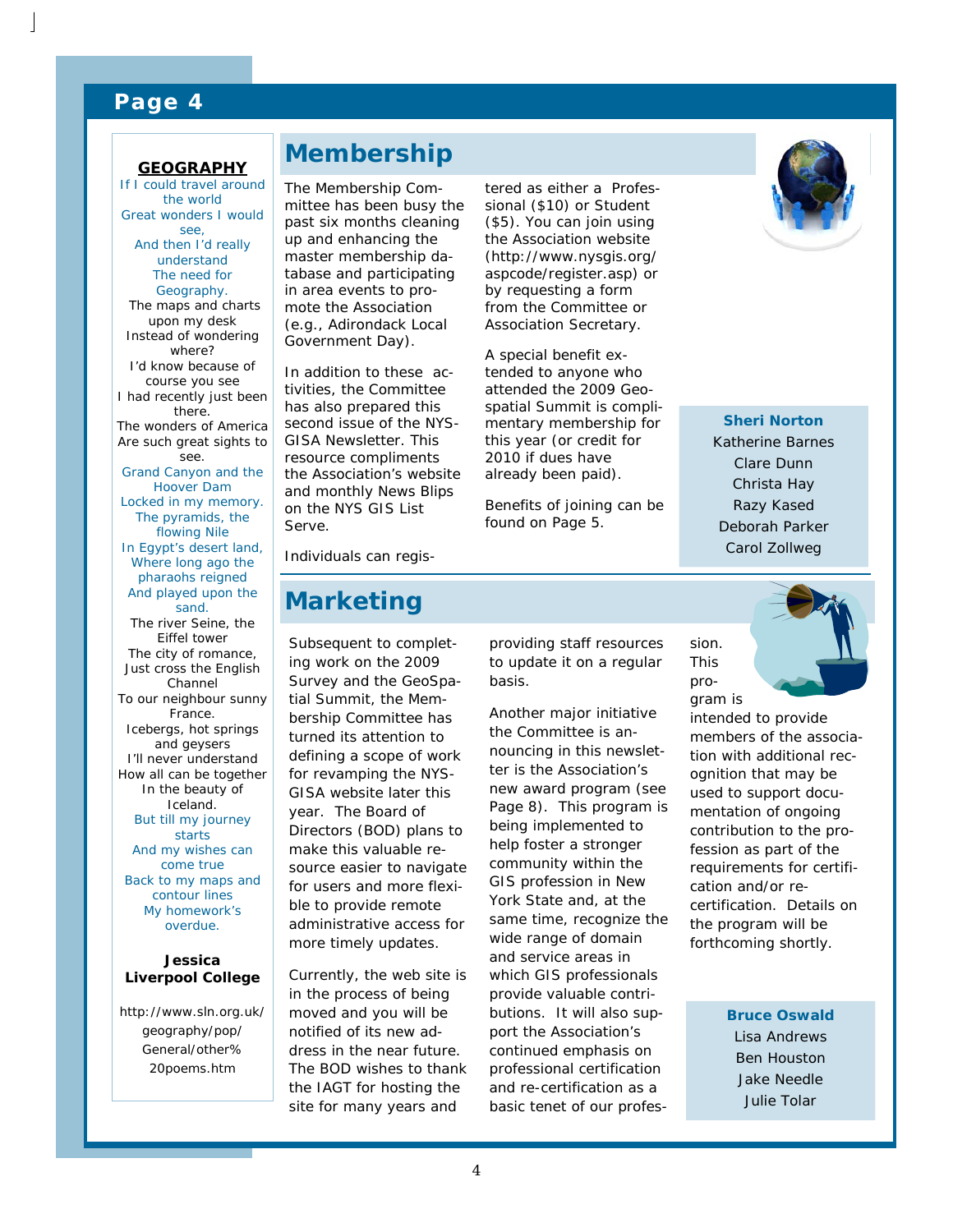## Membership

The Membership Committee has been busy the past six months cleaning up and enhancing the master membership database and participating in area events to promote the Association (e.g., Adirondack Local Government Day).

In addition to these activities, the Committee has also prepared this second issue of the NYSGISA Newsletter. This resource compliments the Association's website and monthly News Blips on the NYS GIS List Serve.

Individuals can registered as either a Professional ($10) or Student ($5). You can join using the Association website (http://www.nysgis.org/aspcode/register.asp) or by requesting a form from the Committee or Association Secretary.

A special benefit extended to anyone who attended the 2009 Geospatial Summit is complimentary membership for this year (or credit for 2010 if dues have already been paid).

Benefits of joining can be found on Page 5.

**Sheri Norton**
Katherine Barnes
Clare Dunn
Christa Hay
Razy Kased
Deborah Parker
Carol Zollweg

## Marketing

Subsequent to completing work on the 2009 Survey and the GeoSpatial Summit, the Membership Committee has turned its attention to defining a scope of work for revamping the NYSGISA website later this year. The Board of Directors (BOD) plans to make this valuable resource easier to navigate for users and more flexible to provide remote administrative access for more timely updates.

Currently, the web site is in the process of being moved and you will be notified of its new address in the near future. The BOD wishes to thank the IAGT for hosting the site for many years and providing staff resources to update it on a regular basis.

Another major initiative the Committee is announcing in this newsletter is the Association's new award program (see Page 8). This program is being implemented to help foster a stronger community within the GIS profession in New York State and, at the same time, recognize the wide range of domain and service areas in which GIS professionals provide valuable contributions. It will also support the Association's continued emphasis on professional certification and re-certification as a basic tenet of our profession. This program is intended to provide members of the association with additional recognition that may be used to support documentation of ongoing contribution to the profession as part of the requirements for certification and/or re-certification. Details on the program will be forthcoming shortly.

**Bruce Oswald**
Lisa Andrews
Ben Houston
Jake Needle
Julie Tolar

---

**GEOGRAPHY**

If I could travel around the world
Great wonders I would see,
And then I'd really understand
The need for Geography.
The maps and charts upon my desk
Instead of wondering where?
I'd know because of course you see
I had recently just been there.
The wonders of America
Are such great sights to see.
Grand Canyon and the Hoover Dam
Locked in my memory.
The pyramids, the flowing Nile
In Egypt's desert land,
Where long ago the pharaohs reigned
And played upon the sand.
The river Seine, the Eiffel tower
The city of romance,
Just cross the English Channel
To our neighbour sunny France.
Icebergs, hot springs and geysers
I'll never understand
How all can be together
In the beauty of Iceland.
But till my journey starts
And my wishes can come true
Back to my maps and contour lines
My homework's overdue.

**Jessica**
**Liverpool College**

http://www.sln.org.uk/geography/pop/General/other%20poems.htm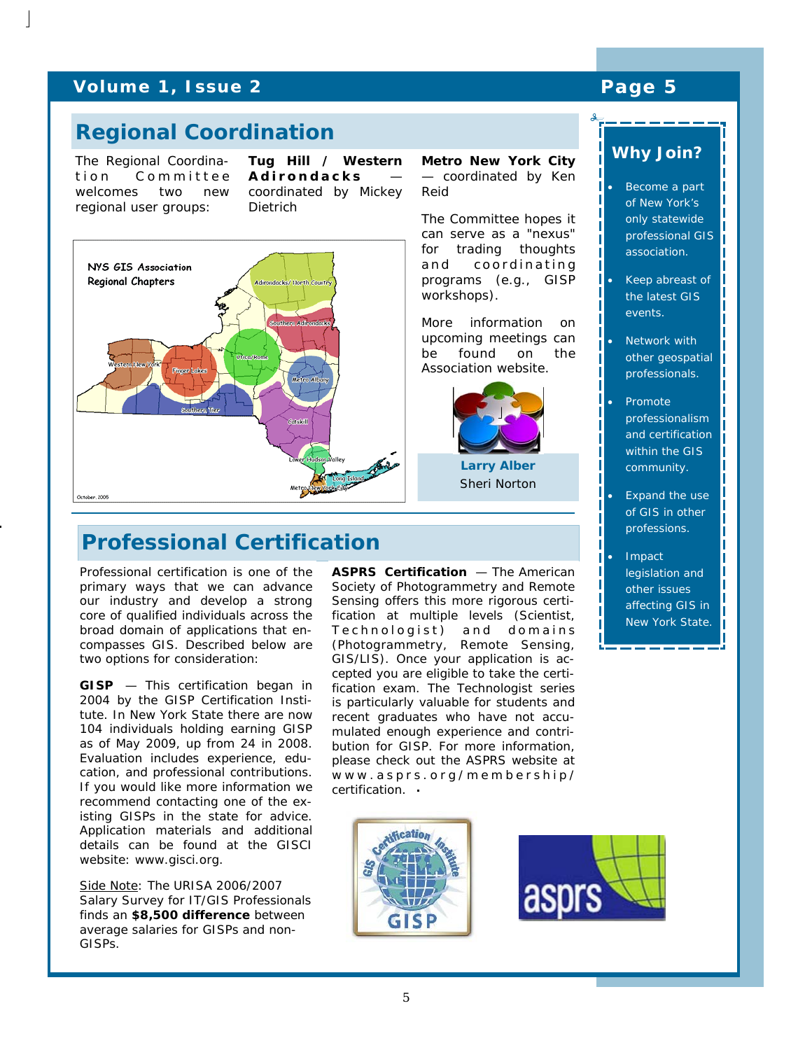## Regional Coordination

The Regional Coordination Committee welcomes two new regional user groups:

**Tug Hill / Western Adirondacks** — coordinated by Mickey Dietrich

**Metro New York City** — coordinated by Ken Reid

The Committee hopes it can serve as a "nexus" for trading thoughts and coordinating programs (e.g., GISP workshops).

More information on upcoming meetings can be found on the Association website.

**Larry Alber**
Sheri Norton

## Professional Certification

Professional certification is one of the primary ways that we can advance our industry and develop a strong core of qualified individuals across the broad domain of applications that encompasses GIS. Described below are two options for consideration:

**GISP** — This certification began in 2004 by the GISP Certification Institute. In New York State there are now 104 individuals holding earning GISP as of May 2009, up from 24 in 2008. Evaluation includes experience, education, and professional contributions. If you would like more information we recommend contacting one of the existing GISPs in the state for advice. Application materials and additional details can be found at the GISCI website: www.gisci.org.

Side Note: The URISA 2006/2007 Salary Survey for IT/GIS Professionals finds an **$8,500 difference** between average salaries for GISPs and non-GISPs.

**ASPRS Certification** — The American Society of Photogrammetry and Remote Sensing offers this more rigorous certification at multiple levels (Scientist, Technologist) and domains (Photogrammetry, Remote Sensing, GIS/LIS). Once your application is accepted you are eligible to take the certification exam. The Technologist series is particularly valuable for students and recent graduates who have not accumulated enough experience and contribution for GISP. For more information, please check out the ASPRS website at www.asprs.org/membership/certification.

### Why Join?

- Become a part of New York's only statewide professional GIS association.
- Keep abreast of the latest GIS events.
- Network with other geospatial professionals.
- Promote professionalism and certification within the GIS community.
- Expand the use of GIS in other professions.
- Impact legislation and other issues affecting GIS in New York State.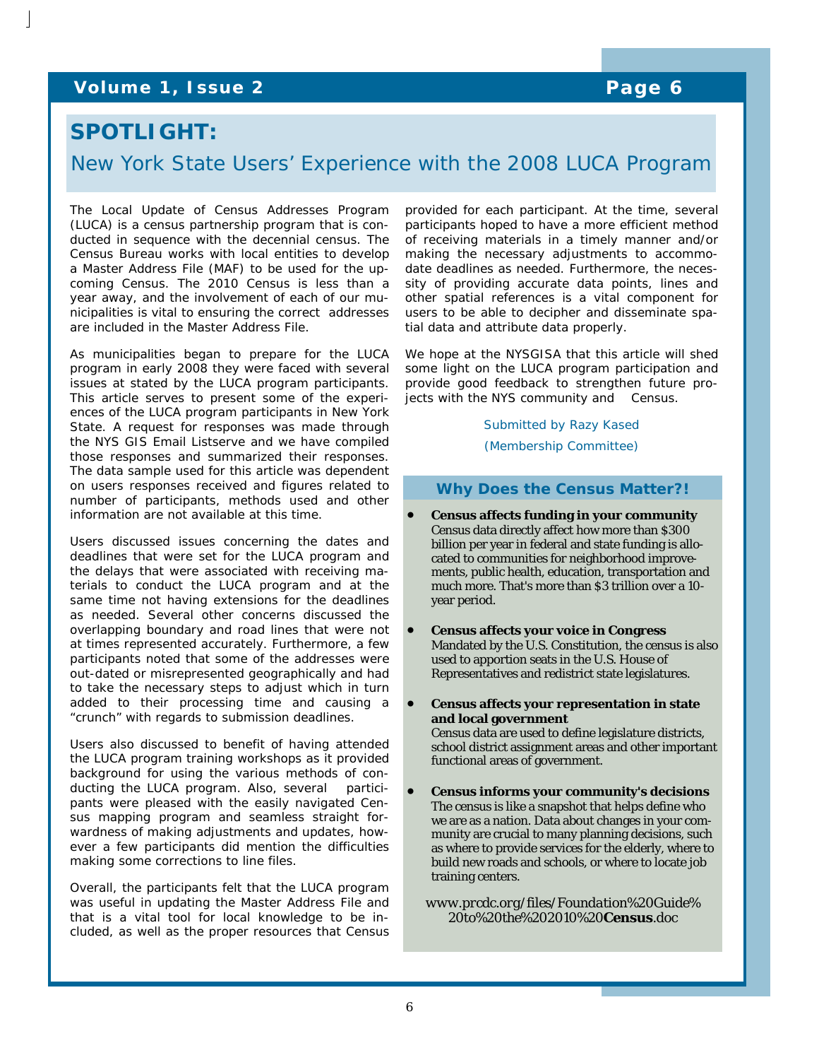# SPOTLIGHT:

## New York State Users' Experience with the 2008 LUCA Program

The Local Update of Census Addresses Program (LUCA) is a census partnership program that is conducted in sequence with the decennial census. The Census Bureau works with local entities to develop a Master Address File (MAF) to be used for the upcoming Census. The 2010 Census is less than a year away, and the involvement of each of our municipalities is vital to ensuring the correct addresses are included in the Master Address File.

As municipalities began to prepare for the LUCA program in early 2008 they were faced with several issues at stated by the LUCA program participants. This article serves to present some of the experiences of the LUCA program participants in New York State. A request for responses was made through the NYS GIS Email Listserve and we have compiled those responses and summarized their responses. The data sample used for this article was dependent on users responses received and figures related to number of participants, methods used and other information are not available at this time.

Users discussed issues concerning the dates and deadlines that were set for the LUCA program and the delays that were associated with receiving materials to conduct the LUCA program and at the same time not having extensions for the deadlines as needed. Several other concerns discussed the overlapping boundary and road lines that were not at times represented accurately. Furthermore, a few participants noted that some of the addresses were out-dated or misrepresented geographically and had to take the necessary steps to adjust which in turn added to their processing time and causing a "crunch" with regards to submission deadlines.

Users also discussed to benefit of having attended the LUCA program training workshops as it provided background for using the various methods of conducting the LUCA program. Also, several participants were pleased with the easily navigated Census mapping program and seamless straight forwardness of making adjustments and updates, however a few participants did mention the difficulties making some corrections to line files.

Overall, the participants felt that the LUCA program was useful in updating the Master Address File and that is a vital tool for local knowledge to be included, as well as the proper resources that Census provided for each participant. At the time, several participants hoped to have a more efficient method of receiving materials in a timely manner and/or making the necessary adjustments to accommodate deadlines as needed. Furthermore, the necessity of providing accurate data points, lines and other spatial references is a vital component for users to be able to decipher and disseminate spatial data and attribute data properly.

We hope at the NYSGISA that this article will shed some light on the LUCA program participation and provide good feedback to strengthen future projects with the NYS community and Census.

Submitted by Razy Kased

(Membership Committee)

### Why Does the Census Matter?!

- **Census affects funding in your community**
  Census data directly affect how more than $300 billion per year in federal and state funding is allocated to communities for neighborhood improvements, public health, education, transportation and much more. That's more than $3 trillion over a 10-year period.

- **Census affects your voice in Congress**
  Mandated by the U.S. Constitution, the census is also used to apportion seats in the U.S. House of Representatives and redistrict state legislatures.

- **Census affects your representation in state and local government**
  Census data are used to define legislature districts, school district assignment areas and other important functional areas of government.

- **Census informs your community's decisions**
  The census is like a snapshot that helps define who we are as a nation. Data about changes in your community are crucial to many planning decisions, such as where to provide services for the elderly, where to build new roads and schools, or where to locate job training centers.

www.prcdc.org/files/Foundation%20Guide%20to%20the%202010%20**Census**.doc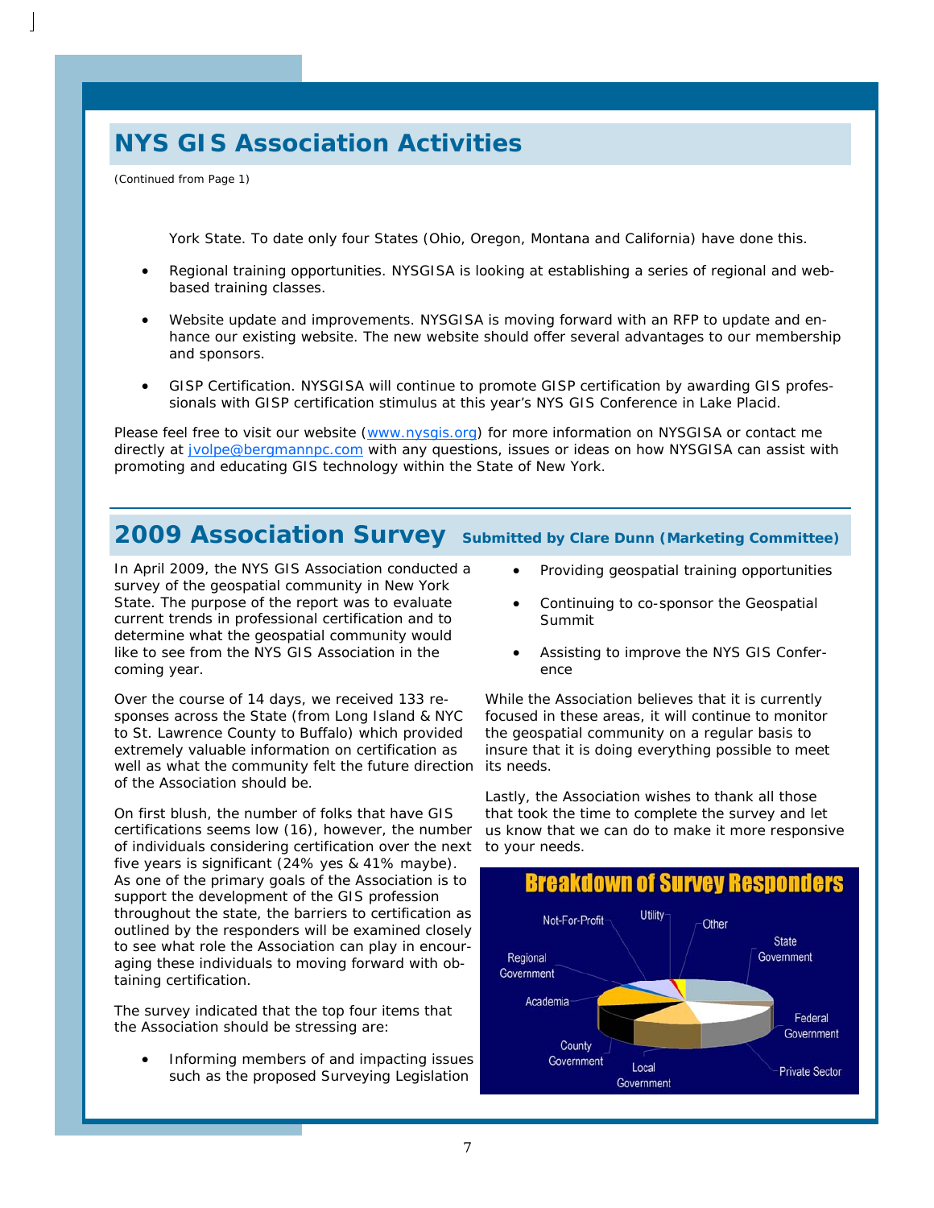## NYS GIS Association Activities

(Continued from Page 1)

York State. To date only four States (Ohio, Oregon, Montana and California) have done this.

- Regional training opportunities. NYSGISA is looking at establishing a series of regional and web-based training classes.
- Website update and improvements. NYSGISA is moving forward with an RFP to update and enhance our existing website. The new website should offer several advantages to our membership and sponsors.
- GISP Certification. NYSGISA will continue to promote GISP certification by awarding GIS professionals with GISP certification stimulus at this year's NYS GIS Conference in Lake Placid.

Please feel free to visit our website (www.nysgis.org) for more information on NYSGISA or contact me directly at jvolpe@bergmannpc.com with any questions, issues or ideas on how NYSGISA can assist with promoting and educating GIS technology within the State of New York.

## 2009 Association Survey

**Submitted by Clare Dunn (Marketing Committee)**

In April 2009, the NYS GIS Association conducted a survey of the geospatial community in New York State. The purpose of the report was to evaluate current trends in professional certification and to determine what the geospatial community would like to see from the NYS GIS Association in the coming year.

Over the course of 14 days, we received 133 responses across the State (from Long Island & NYC to St. Lawrence County to Buffalo) which provided extremely valuable information on certification as well as what the community felt the future direction of the Association should be.

On first blush, the number of folks that have GIS certifications seems low (16), however, the number of individuals considering certification over the next five years is significant (24% yes & 41% maybe). As one of the primary goals of the Association is to support the development of the GIS profession throughout the state, the barriers to certification as outlined by the responders will be examined closely to see what role the Association can play in encouraging these individuals to moving forward with obtaining certification.

The survey indicated that the top four items that the Association should be stressing are:

- Informing members of and impacting issues such as the proposed Surveying Legislation
- Providing geospatial training opportunities
- Continuing to co-sponsor the Geospatial Summit
- Assisting to improve the NYS GIS Conference

While the Association believes that it is currently focused in these areas, it will continue to monitor the geospatial community on a regular basis to insure that it is doing everything possible to meet its needs.

Lastly, the Association wishes to thank all those that took the time to complete the survey and let us know that we can do to make it more responsive to your needs.

**Breakdown of Survey Responders**

Not-For-Profit, Utility, Other, State Government, Regional Government, Academia, Federal Government, County Government, Local Government, Private Sector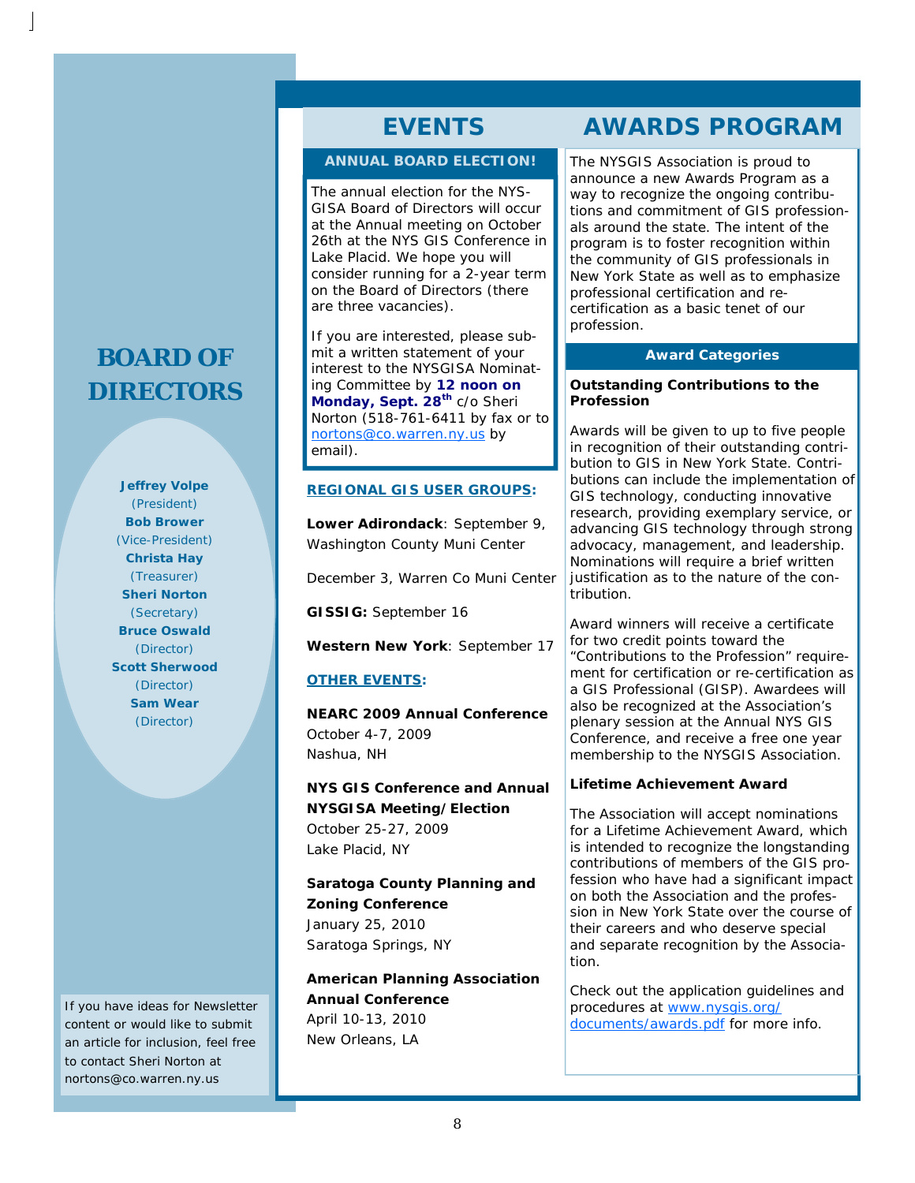## BOARD OF DIRECTORS

**Jeffrey Volpe**
(President)
**Bob Brower**
(Vice-President)
**Christa Hay**
(Treasurer)
**Sheri Norton**
(Secretary)
**Bruce Oswald**
(Director)
**Scott Sherwood**
(Director)
**Sam Wear**
(Director)

If you have ideas for Newsletter content or would like to submit an article for inclusion, feel free to contact Sheri Norton at nortons@co.warren.ny.us

## EVENTS

### ANNUAL BOARD ELECTION!

The annual election for the NYSGISA Board of Directors will occur at the Annual meeting on October 26th at the NYS GIS Conference in Lake Placid. We hope you will consider running for a 2-year term on the Board of Directors (there are three vacancies).

If you are interested, please submit a written statement of your interest to the NYSGISA Nominating Committee by **12 noon on Monday, Sept. 28th** c/o Sheri Norton (518-761-6411 by fax or to nortons@co.warren.ny.us by email).

**REGIONAL GIS USER GROUPS:**

**Lower Adirondack**: September 9, Washington County Muni Center

December 3, Warren Co Muni Center

**GISSIG:** September 16

**Western New York**: September 17

**OTHER EVENTS:**

**NEARC 2009 Annual Conference**
October 4-7, 2009
Nashua, NH

**NYS GIS Conference and Annual NYSGISA Meeting/Election**
October 25-27, 2009
Lake Placid, NY

**Saratoga County Planning and Zoning Conference**
January 25, 2010
Saratoga Springs, NY

**American Planning Association Annual Conference**
April 10-13, 2010
New Orleans, LA

## AWARDS PROGRAM

The NYSGIS Association is proud to announce a new Awards Program as a way to recognize the ongoing contributions and commitment of GIS professionals around the state. The intent of the program is to foster recognition within the community of GIS professionals in New York State as well as to emphasize professional certification and re-certification as a basic tenet of our profession.

### Award Categories

**Outstanding Contributions to the Profession**

Awards will be given to up to five people in recognition of their outstanding contribution to GIS in New York State. Contributions can include the implementation of GIS technology, conducting innovative research, providing exemplary service, or advancing GIS technology through strong advocacy, management, and leadership. Nominations will require a brief written justification as to the nature of the contribution.

Award winners will receive a certificate for two credit points toward the "Contributions to the Profession" requirement for certification or re-certification as a GIS Professional (GISP). Awardees will also be recognized at the Association's plenary session at the Annual NYS GIS Conference, and receive a free one year membership to the NYSGIS Association.

**Lifetime Achievement Award**

The Association will accept nominations for a Lifetime Achievement Award, which is intended to recognize the longstanding contributions of members of the GIS profession who have had a significant impact on both the Association and the profession in New York State over the course of their careers and who deserve special and separate recognition by the Association.

Check out the application guidelines and procedures at www.nysgis.org/documents/awards.pdf for more info.